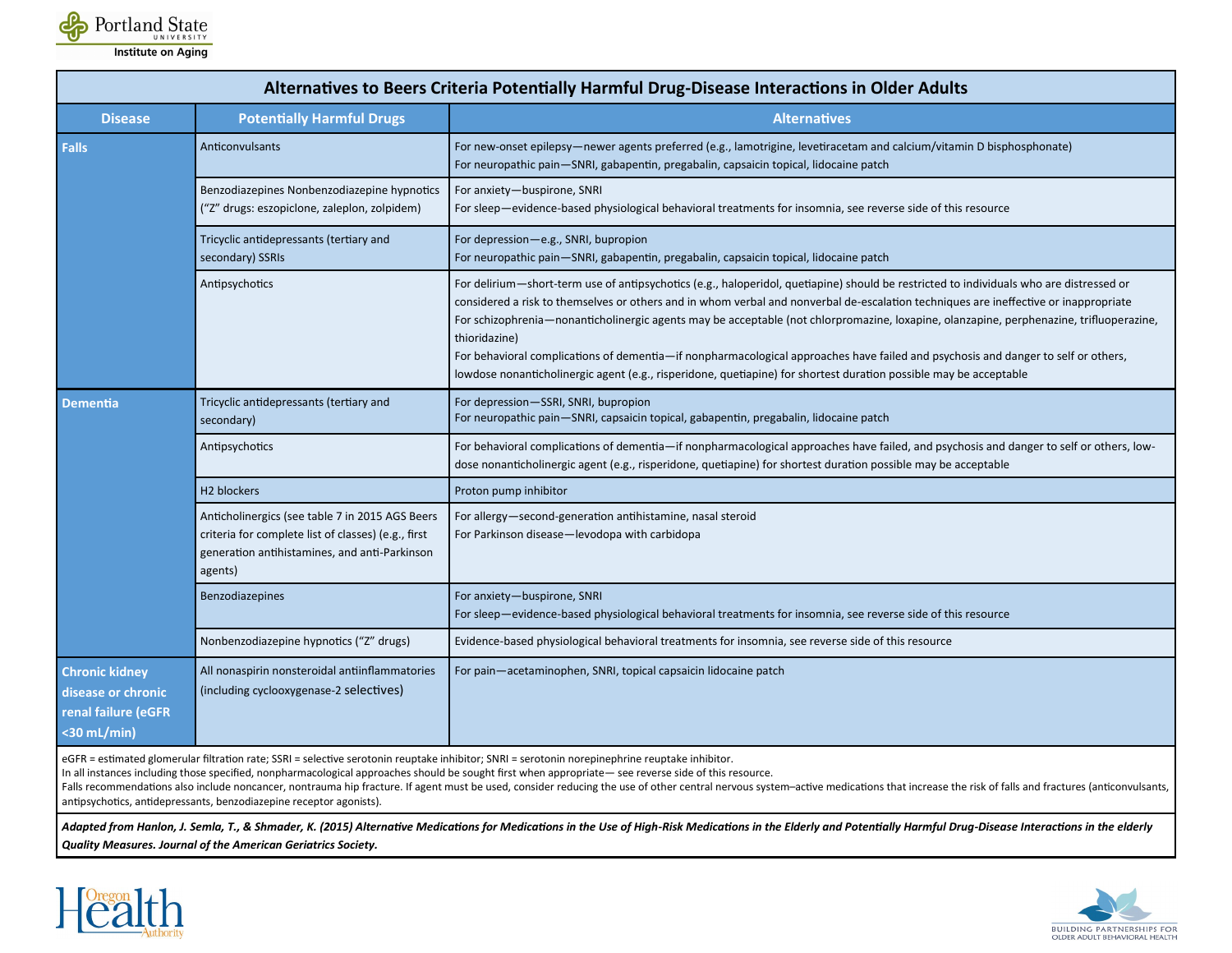Portland State University Institute on Aging

# Alternatives to Beers Criteria Potentially Harmful Drug-Disease Interactions in Older Adults

| Disease | Potentially Harmful Drugs | Alternatives |
|---|---|---|
| **Falls** | Anticonvulsants | For new-onset epilepsy—newer agents preferred (e.g., lamotrigine, levetiracetam and calcium/vitamin D bisphosphonate)<br>For neuropathic pain—SNRI, gabapentin, pregabalin, capsaicin topical, lidocaine patch |
| | Benzodiazepines Nonbenzodiazepine hypnotics ("Z" drugs: eszopiclone, zaleplon, zolpidem) | For anxiety—buspirone, SNRI<br>For sleep—evidence-based physiological behavioral treatments for insomnia, see reverse side of this resource |
| | Tricyclic antidepressants (tertiary and secondary) SSRIs | For depression—e.g., SNRI, bupropion<br>For neuropathic pain—SNRI, gabapentin, pregabalin, capsaicin topical, lidocaine patch |
| | Antipsychotics | For delirium—short-term use of antipsychotics (e.g., haloperidol, quetiapine) should be restricted to individuals who are distressed or considered a risk to themselves or others and in whom verbal and nonverbal de-escalation techniques are ineffective or inappropriate<br>For schizophrenia—nonanticholinergic agents may be acceptable (not chlorpromazine, loxapine, olanzapine, perphenazine, trifluoperazine, thioridazine)<br>For behavioral complications of dementia—if nonpharmacological approaches have failed and psychosis and danger to self or others, lowdose nonanticholinergic agent (e.g., risperidone, quetiapine) for shortest duration possible may be acceptable |
| **Dementia** | Tricyclic antidepressants (tertiary and secondary) | For depression—SSRI, SNRI, bupropion<br>For neuropathic pain—SNRI, capsaicin topical, gabapentin, pregabalin, lidocaine patch |
| | Antipsychotics | For behavioral complications of dementia—if nonpharmacological approaches have failed, and psychosis and danger to self or others, low-dose nonanticholinergic agent (e.g., risperidone, quetiapine) for shortest duration possible may be acceptable |
| | H2 blockers | Proton pump inhibitor |
| | Anticholinergics (see table 7 in 2015 AGS Beers criteria for complete list of classes) (e.g., first generation antihistamines, and anti-Parkinson agents) | For allergy—second-generation antihistamine, nasal steroid<br>For Parkinson disease—levodopa with carbidopa |
| | Benzodiazepines | For anxiety—buspirone, SNRI<br>For sleep—evidence-based physiological behavioral treatments for insomnia, see reverse side of this resource |
| | Nonbenzodiazepine hypnotics ("Z" drugs) | Evidence-based physiological behavioral treatments for insomnia, see reverse side of this resource |
| **Chronic kidney disease or chronic renal failure (eGFR <30 mL/min)** | All nonaspirin nonsteroidal antiinflammatories (including cyclooxygenase-2 selectives) | For pain—acetaminophen, SNRI, topical capsaicin lidocaine patch |

eGFR = estimated glomerular filtration rate; SSRI = selective serotonin reuptake inhibitor; SNRI = serotonin norepinephrine reuptake inhibitor.
In all instances including those specified, nonpharmacological approaches should be sought first when appropriate— see reverse side of this resource.
Falls recommendations also include noncancer, nontrauma hip fracture. If agent must be used, consider reducing the use of other central nervous system–active medications that increase the risk of falls and fractures (anticonvulsants, antipsychotics, antidepressants, benzodiazepine receptor agonists).

*Adapted from Hanlon, J. Semla, T., & Shmader, K. (2015) Alternative Medications for Medications in the Use of High-Risk Medications in the Elderly and Potentially Harmful Drug-Disease Interactions in the elderly Quality Measures. Journal of the American Geriatrics Society.*

Oregon Health Authority

Building Partnerships for Older Adult Behavioral Health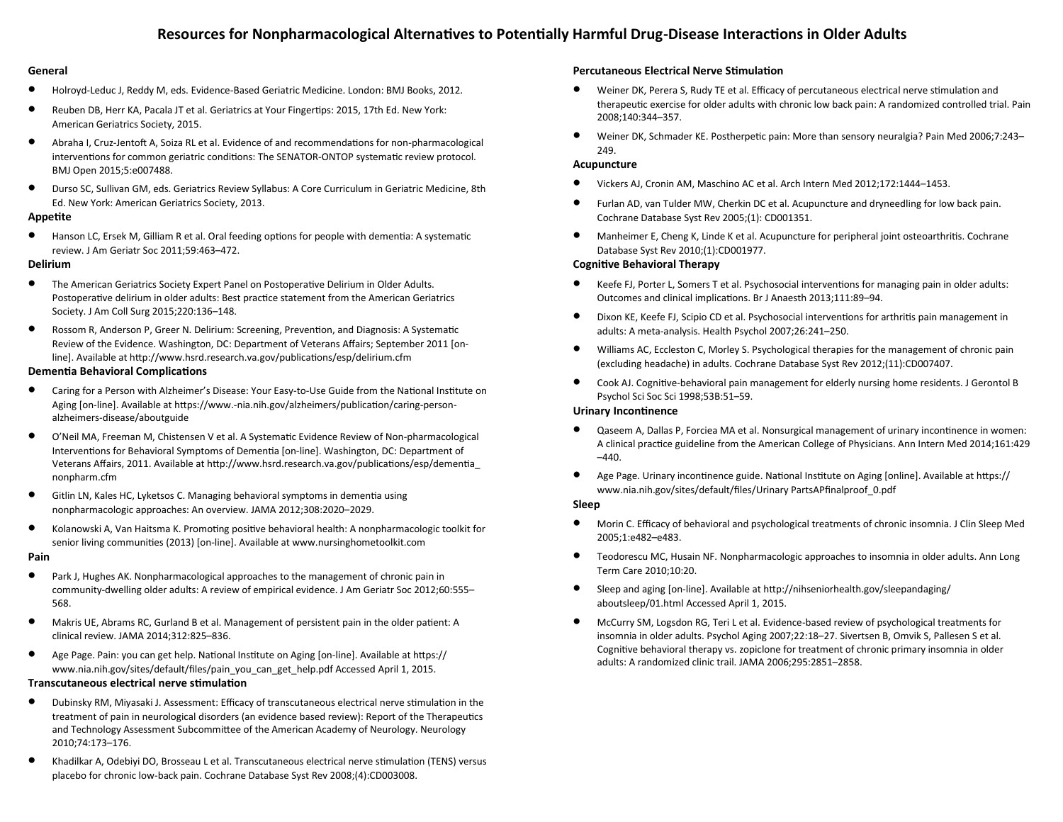# Resources for Nonpharmacological Alternatives to Potentially Harmful Drug-Disease Interactions in Older Adults

**General**

- Holroyd-Leduc J, Reddy M, eds. Evidence-Based Geriatric Medicine. London: BMJ Books, 2012.
- Reuben DB, Herr KA, Pacala JT et al. Geriatrics at Your Fingertips: 2015, 17th Ed. New York: American Geriatrics Society, 2015.
- Abraha I, Cruz-Jentoft A, Soiza RL et al. Evidence of and recommendations for non-pharmacological interventions for common geriatric conditions: The SENATOR-ONTOP systematic review protocol. BMJ Open 2015;5:e007488.
- Durso SC, Sullivan GM, eds. Geriatrics Review Syllabus: A Core Curriculum in Geriatric Medicine, 8th Ed. New York: American Geriatrics Society, 2013.

**Appetite**

- Hanson LC, Ersek M, Gilliam R et al. Oral feeding options for people with dementia: A systematic review. J Am Geriatr Soc 2011;59:463–472.

**Delirium**

- The American Geriatrics Society Expert Panel on Postoperative Delirium in Older Adults. Postoperative delirium in older adults: Best practice statement from the American Geriatrics Society. J Am Coll Surg 2015;220:136–148.
- Rossom R, Anderson P, Greer N. Delirium: Screening, Prevention, and Diagnosis: A Systematic Review of the Evidence. Washington, DC: Department of Veterans Affairs; September 2011 [on-line]. Available at http://www.hsrd.research.va.gov/publications/esp/delirium.cfm

**Dementia Behavioral Complications**

- Caring for a Person with Alzheimer's Disease: Your Easy-to-Use Guide from the National Institute on Aging [on-line]. Available at https://www.-nia.nih.gov/alzheimers/publication/caring-person-alzheimers-disease/aboutguide
- O'Neil MA, Freeman M, Chistensen V et al. A Systematic Evidence Review of Non-pharmacological Interventions for Behavioral Symptoms of Dementia [on-line]. Washington, DC: Department of Veterans Affairs, 2011. Available at http://www.hsrd.research.va.gov/publications/esp/dementia_nonpharm.cfm
- Gitlin LN, Kales HC, Lyketsos C. Managing behavioral symptoms in dementia using nonpharmacologic approaches: An overview. JAMA 2012;308:2020–2029.
- Kolanowski A, Van Haitsma K. Promoting positive behavioral health: A nonpharmacologic toolkit for senior living communities (2013) [on-line]. Available at www.nursinghometoolkit.com

**Pain**

- Park J, Hughes AK. Nonpharmacological approaches to the management of chronic pain in community-dwelling older adults: A review of empirical evidence. J Am Geriatr Soc 2012;60:555–568.
- Makris UE, Abrams RC, Gurland B et al. Management of persistent pain in the older patient: A clinical review. JAMA 2014;312:825–836.
- Age Page. Pain: you can get help. National Institute on Aging [on-line]. Available at https://www.nia.nih.gov/sites/default/files/pain_you_can_get_help.pdf Accessed April 1, 2015.

**Transcutaneous electrical nerve stimulation**

- Dubinsky RM, Miyasaki J. Assessment: Efficacy of transcutaneous electrical nerve stimulation in the treatment of pain in neurological disorders (an evidence based review): Report of the Therapeutics and Technology Assessment Subcommittee of the American Academy of Neurology. Neurology 2010;74:173–176.
- Khadilkar A, Odebiyi DO, Brosseau L et al. Transcutaneous electrical nerve stimulation (TENS) versus placebo for chronic low-back pain. Cochrane Database Syst Rev 2008;(4):CD003008.

**Percutaneous Electrical Nerve Stimulation**

- Weiner DK, Perera S, Rudy TE et al. Efficacy of percutaneous electrical nerve stimulation and therapeutic exercise for older adults with chronic low back pain: A randomized controlled trial. Pain 2008;140:344–357.
- Weiner DK, Schmader KE. Postherpetic pain: More than sensory neuralgia? Pain Med 2006;7:243–249.

**Acupuncture**

- Vickers AJ, Cronin AM, Maschino AC et al. Arch Intern Med 2012;172:1444–1453.
- Furlan AD, van Tulder MW, Cherkin DC et al. Acupuncture and dryneedling for low back pain. Cochrane Database Syst Rev 2005;(1): CD001351.
- Manheimer E, Cheng K, Linde K et al. Acupuncture for peripheral joint osteoarthritis. Cochrane Database Syst Rev 2010;(1):CD001977.

**Cognitive Behavioral Therapy**

- Keefe FJ, Porter L, Somers T et al. Psychosocial interventions for managing pain in older adults: Outcomes and clinical implications. Br J Anaesth 2013;111:89–94.
- Dixon KE, Keefe FJ, Scipio CD et al. Psychosocial interventions for arthritis pain management in adults: A meta-analysis. Health Psychol 2007;26:241–250.
- Williams AC, Eccleston C, Morley S. Psychological therapies for the management of chronic pain (excluding headache) in adults. Cochrane Database Syst Rev 2012;(11):CD007407.
- Cook AJ. Cognitive-behavioral pain management for elderly nursing home residents. J Gerontol B Psychol Sci Soc Sci 1998;53B:51–59.

**Urinary Incontinence**

- Qaseem A, Dallas P, Forciea MA et al. Nonsurgical management of urinary incontinence in women: A clinical practice guideline from the American College of Physicians. Ann Intern Med 2014;161:429–440.
- Age Page. Urinary incontinence guide. National Institute on Aging [online]. Available at https://www.nia.nih.gov/sites/default/files/Urinary PartsAPfinalproof_0.pdf

**Sleep**

- Morin C. Efficacy of behavioral and psychological treatments of chronic insomnia. J Clin Sleep Med 2005;1:e482–e483.
- Teodorescu MC, Husain NF. Nonpharmacologic approaches to insomnia in older adults. Ann Long Term Care 2010;10:20.
- Sleep and aging [on-line]. Available at http://nihseniorhealth.gov/sleepandaging/aboutsleep/01.html Accessed April 1, 2015.
- McCurry SM, Logsdon RG, Teri L et al. Evidence-based review of psychological treatments for insomnia in older adults. Psychol Aging 2007;22:18–27. Sivertsen B, Omvik S, Pallesen S et al. Cognitive behavioral therapy vs. zopiclone for treatment of chronic primary insomnia in older adults: A randomized clinic trail. JAMA 2006;295:2851–2858.